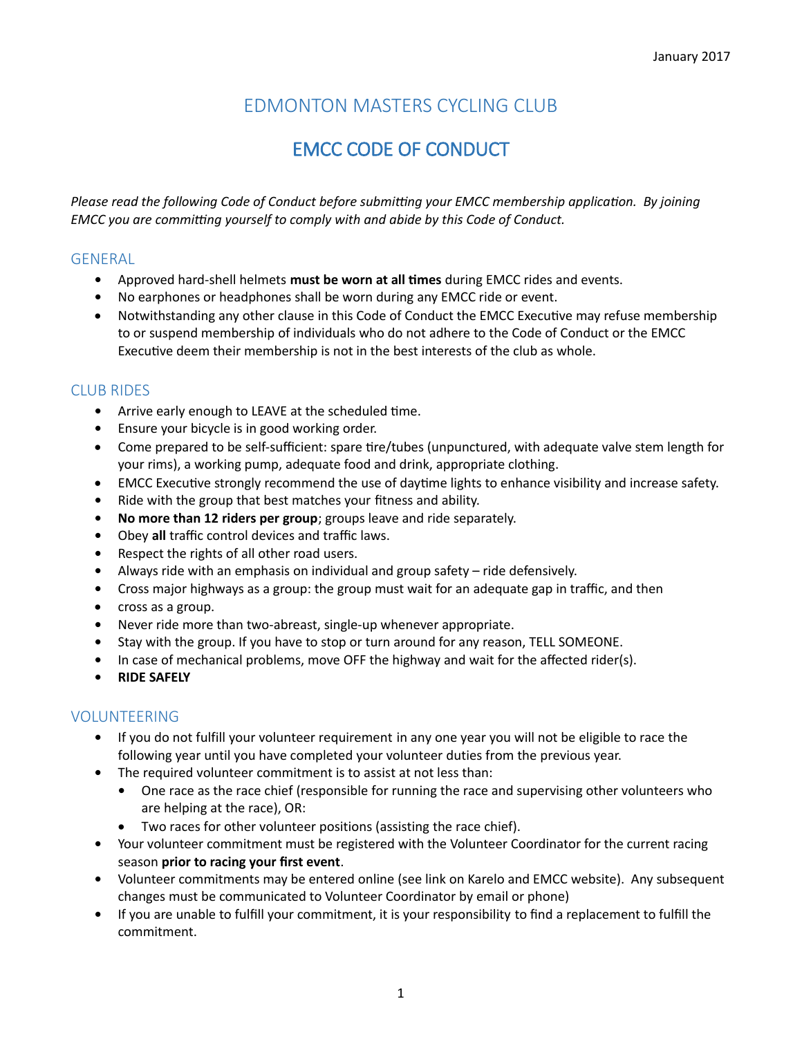January 2017

# EDMONTON MASTERS CYCLING CLUB

## EMCC CODE OF CONDUCT

*Please read the following Code of Conduct before submitting your EMCC membership application. By joining EMCC you are committing yourself to comply with and abide by this Code of Conduct.*

### GENERAL

- Approved hard-shell helmets **must be worn at all times** during EMCC rides and events.
- No earphones or headphones shall be worn during any EMCC ride or event.
- Notwithstanding any other clause in this Code of Conduct the EMCC Executive may refuse membership to or suspend membership of individuals who do not adhere to the Code of Conduct or the EMCC Executive deem their membership is not in the best interests of the club as whole.

### CLUB RIDES

- Arrive early enough to LEAVE at the scheduled time.
- Ensure your bicycle is in good working order.
- Come prepared to be self-sufficient: spare tire/tubes (unpunctured, with adequate valve stem length for your rims), a working pump, adequate food and drink, appropriate clothing.
- EMCC Executive strongly recommend the use of daytime lights to enhance visibility and increase safety.
- Ride with the group that best matches your fitness and ability.
- **No more than 12 riders per group**; groups leave and ride separately.
- Obey **all** traffic control devices and traffic laws.
- Respect the rights of all other road users.
- Always ride with an emphasis on individual and group safety – ride defensively.
- Cross major highways as a group: the group must wait for an adequate gap in traffic, and then
- cross as a group.
- Never ride more than two-abreast, single-up whenever appropriate.
- Stay with the group. If you have to stop or turn around for any reason, TELL SOMEONE.
- In case of mechanical problems, move OFF the highway and wait for the affected rider(s).
- **RIDE SAFELY**

### VOLUNTEERING

- If you do not fulfill your volunteer requirement in any one year you will not be eligible to race the following year until you have completed your volunteer duties from the previous year.
- The required volunteer commitment is to assist at not less than:
  - One race as the race chief (responsible for running the race and supervising other volunteers who are helping at the race), OR:
  - Two races for other volunteer positions (assisting the race chief).
- Your volunteer commitment must be registered with the Volunteer Coordinator for the current racing season **prior to racing your first event**.
- Volunteer commitments may be entered online (see link on Karelo and EMCC website). Any subsequent changes must be communicated to Volunteer Coordinator by email or phone)
- If you are unable to fulfill your commitment, it is your responsibility to find a replacement to fulfill the commitment.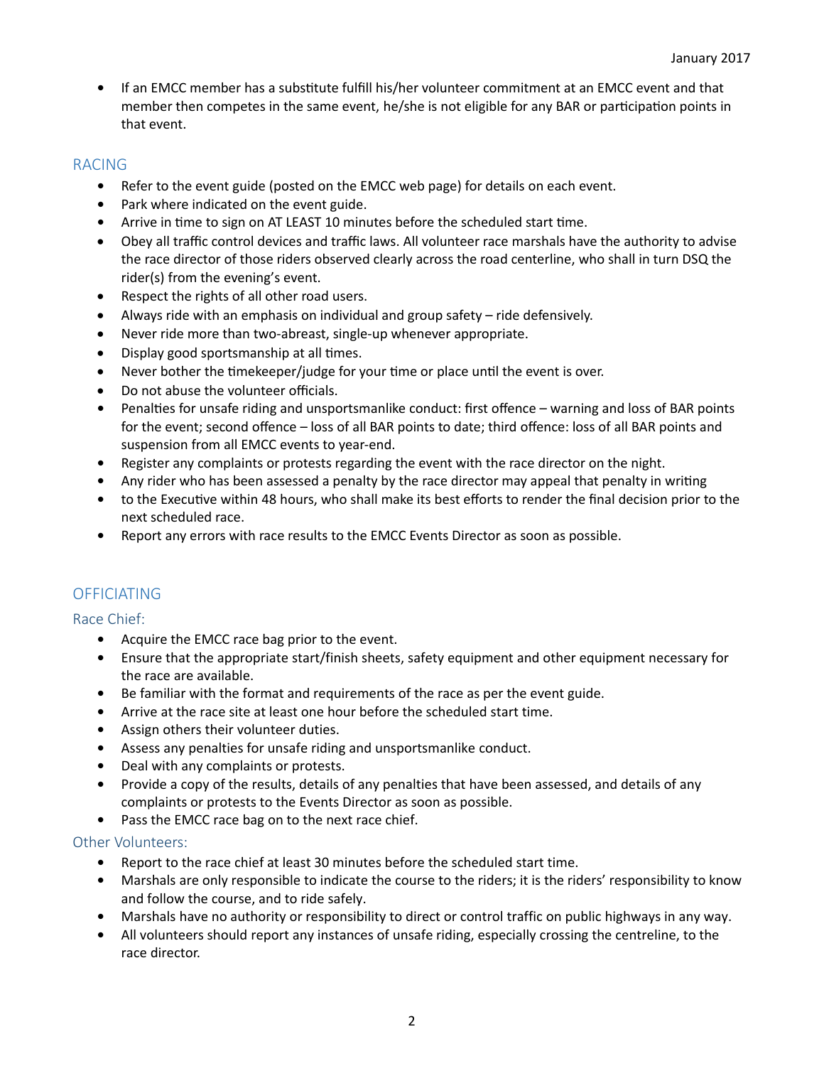- If an EMCC member has a substitute fulfill his/her volunteer commitment at an EMCC event and that member then competes in the same event, he/she is not eligible for any BAR or participation points in that event.

## RACING

- Refer to the event guide (posted on the EMCC web page) for details on each event.
- Park where indicated on the event guide.
- Arrive in time to sign on AT LEAST 10 minutes before the scheduled start time.
- Obey all traffic control devices and traffic laws. All volunteer race marshals have the authority to advise the race director of those riders observed clearly across the road centerline, who shall in turn DSQ the rider(s) from the evening's event.
- Respect the rights of all other road users.
- Always ride with an emphasis on individual and group safety – ride defensively.
- Never ride more than two-abreast, single-up whenever appropriate.
- Display good sportsmanship at all times.
- Never bother the timekeeper/judge for your time or place until the event is over.
- Do not abuse the volunteer officials.
- Penalties for unsafe riding and unsportsmanlike conduct: first offence – warning and loss of BAR points for the event; second offence – loss of all BAR points to date; third offence: loss of all BAR points and suspension from all EMCC events to year-end.
- Register any complaints or protests regarding the event with the race director on the night.
- Any rider who has been assessed a penalty by the race director may appeal that penalty in writing
- to the Executive within 48 hours, who shall make its best efforts to render the final decision prior to the next scheduled race.
- Report any errors with race results to the EMCC Events Director as soon as possible.

## OFFICIATING

### Race Chief:

- Acquire the EMCC race bag prior to the event.
- Ensure that the appropriate start/finish sheets, safety equipment and other equipment necessary for the race are available.
- Be familiar with the format and requirements of the race as per the event guide.
- Arrive at the race site at least one hour before the scheduled start time.
- Assign others their volunteer duties.
- Assess any penalties for unsafe riding and unsportsmanlike conduct.
- Deal with any complaints or protests.
- Provide a copy of the results, details of any penalties that have been assessed, and details of any complaints or protests to the Events Director as soon as possible.
- Pass the EMCC race bag on to the next race chief.

### Other Volunteers:

- Report to the race chief at least 30 minutes before the scheduled start time.
- Marshals are only responsible to indicate the course to the riders; it is the riders' responsibility to know and follow the course, and to ride safely.
- Marshals have no authority or responsibility to direct or control traffic on public highways in any way.
- All volunteers should report any instances of unsafe riding, especially crossing the centreline, to the race director.